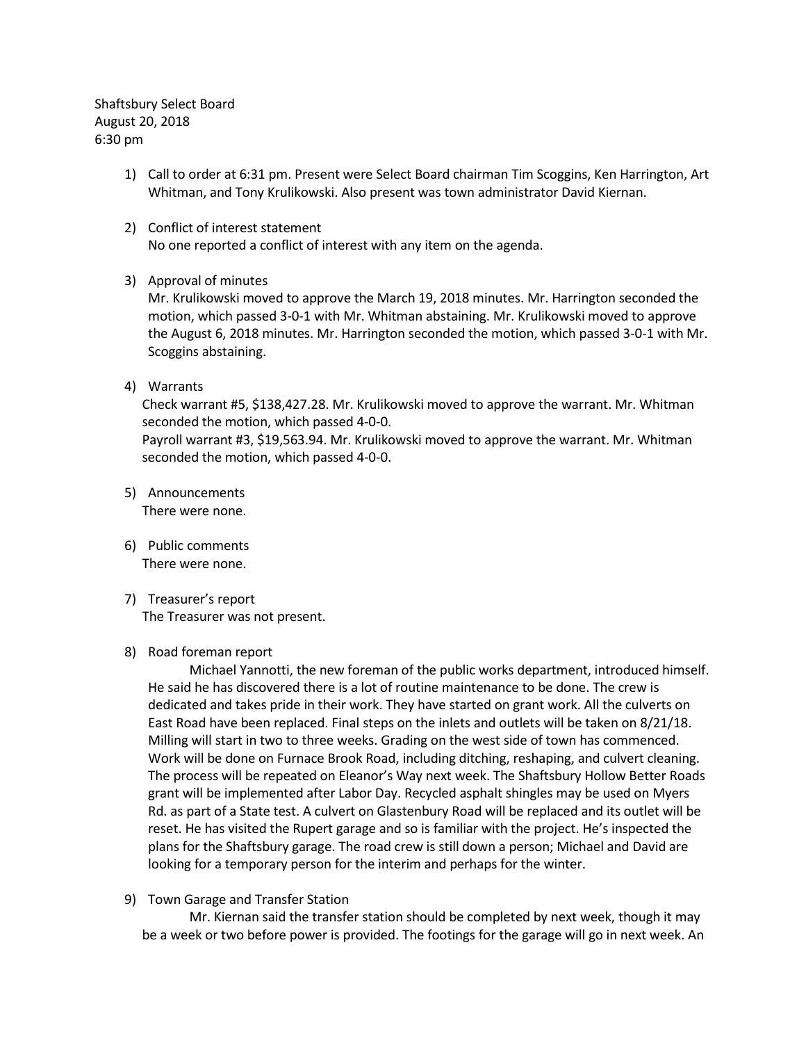Shaftsbury Select Board
August 20, 2018
6:30 pm

1) Call to order at 6:31 pm. Present were Select Board chairman Tim Scoggins, Ken Harrington, Art Whitman, and Tony Krulikowski. Also present was town administrator David Kiernan.

2) Conflict of interest statement
   No one reported a conflict of interest with any item on the agenda.

3) Approval of minutes
   Mr. Krulikowski moved to approve the March 19, 2018 minutes. Mr. Harrington seconded the motion, which passed 3-0-1 with Mr. Whitman abstaining. Mr. Krulikowski moved to approve the August 6, 2018 minutes. Mr. Harrington seconded the motion, which passed 3-0-1 with Mr. Scoggins abstaining.

4) Warrants
   Check warrant #5, $138,427.28. Mr. Krulikowski moved to approve the warrant. Mr. Whitman seconded the motion, which passed 4-0-0.
   Payroll warrant #3, $19,563.94. Mr. Krulikowski moved to approve the warrant. Mr. Whitman seconded the motion, which passed 4-0-0.

5) Announcements
   There were none.

6) Public comments
   There were none.

7) Treasurer's report
   The Treasurer was not present.

8) Road foreman report
   Michael Yannotti, the new foreman of the public works department, introduced himself. He said he has discovered there is a lot of routine maintenance to be done. The crew is dedicated and takes pride in their work. They have started on grant work. All the culverts on East Road have been replaced. Final steps on the inlets and outlets will be taken on 8/21/18. Milling will start in two to three weeks. Grading on the west side of town has commenced. Work will be done on Furnace Brook Road, including ditching, reshaping, and culvert cleaning. The process will be repeated on Eleanor's Way next week. The Shaftsbury Hollow Better Roads grant will be implemented after Labor Day. Recycled asphalt shingles may be used on Myers Rd. as part of a State test. A culvert on Glastenbury Road will be replaced and its outlet will be reset. He has visited the Rupert garage and so is familiar with the project. He's inspected the plans for the Shaftsbury garage. The road crew is still down a person; Michael and David are looking for a temporary person for the interim and perhaps for the winter.

9) Town Garage and Transfer Station
   Mr. Kiernan said the transfer station should be completed by next week, though it may be a week or two before power is provided. The footings for the garage will go in next week. An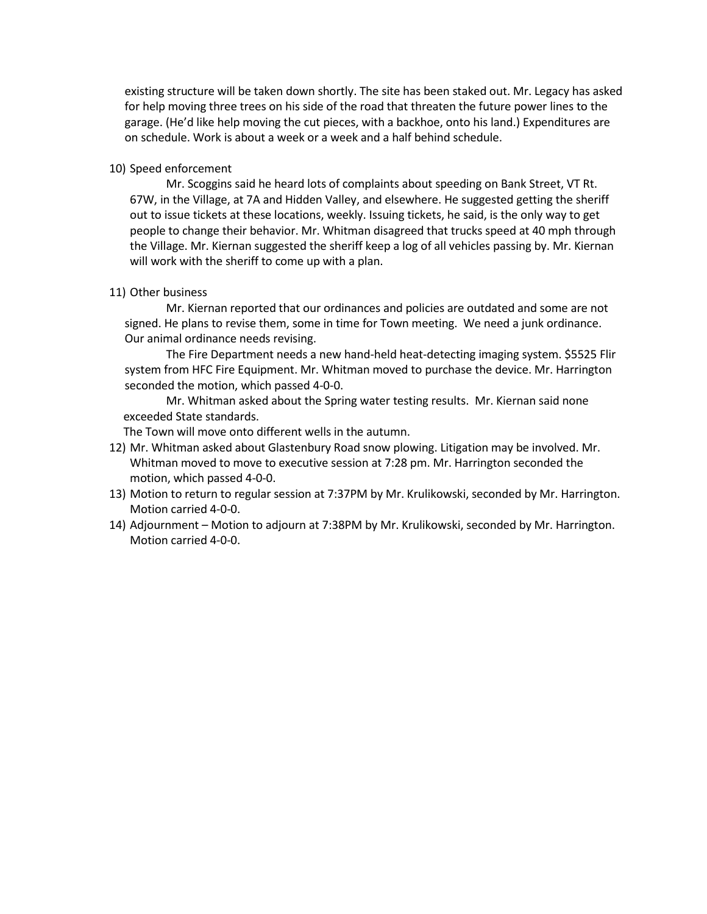existing structure will be taken down shortly. The site has been staked out. Mr. Legacy has asked for help moving three trees on his side of the road that threaten the future power lines to the garage. (He'd like help moving the cut pieces, with a backhoe, onto his land.) Expenditures are on schedule. Work is about a week or a week and a half behind schedule.

10) Speed enforcement

    Mr. Scoggins said he heard lots of complaints about speeding on Bank Street, VT Rt. 67W, in the Village, at 7A and Hidden Valley, and elsewhere. He suggested getting the sheriff out to issue tickets at these locations, weekly. Issuing tickets, he said, is the only way to get people to change their behavior. Mr. Whitman disagreed that trucks speed at 40 mph through the Village. Mr. Kiernan suggested the sheriff keep a log of all vehicles passing by. Mr. Kiernan will work with the sheriff to come up with a plan.

11) Other business

    Mr. Kiernan reported that our ordinances and policies are outdated and some are not signed. He plans to revise them, some in time for Town meeting. We need a junk ordinance. Our animal ordinance needs revising.

    The Fire Department needs a new hand-held heat-detecting imaging system. $5525 Flir system from HFC Fire Equipment. Mr. Whitman moved to purchase the device. Mr. Harrington seconded the motion, which passed 4-0-0.

    Mr. Whitman asked about the Spring water testing results. Mr. Kiernan said none exceeded State standards.

    The Town will move onto different wells in the autumn.

12) Mr. Whitman asked about Glastenbury Road snow plowing. Litigation may be involved. Mr. Whitman moved to move to executive session at 7:28 pm. Mr. Harrington seconded the motion, which passed 4-0-0.
13) Motion to return to regular session at 7:37PM by Mr. Krulikowski, seconded by Mr. Harrington. Motion carried 4-0-0.
14) Adjournment – Motion to adjourn at 7:38PM by Mr. Krulikowski, seconded by Mr. Harrington. Motion carried 4-0-0.